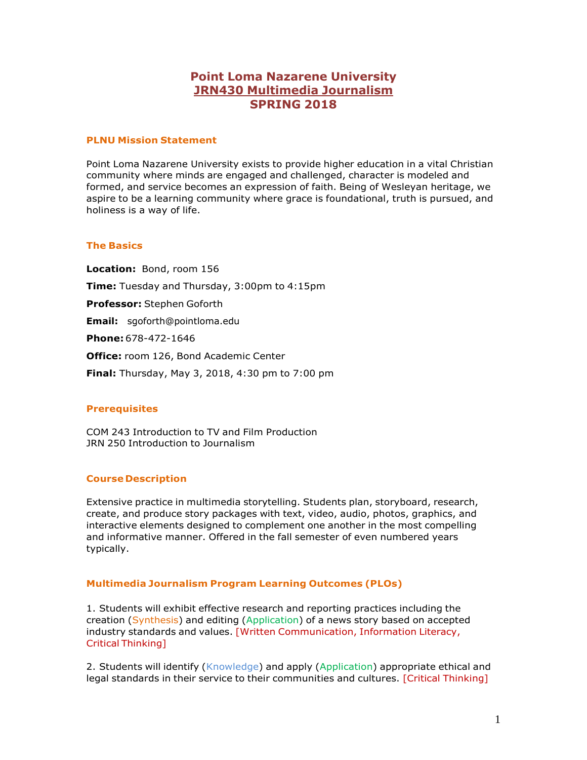# Point Loma Nazarene University
# JRN430 Multimedia Journalism
# SPRING 2018

### PLNU Mission Statement

Point Loma Nazarene University exists to provide higher education in a vital Christian community where minds are engaged and challenged, character is modeled and formed, and service becomes an expression of faith. Being of Wesleyan heritage, we aspire to be a learning community where grace is foundational, truth is pursued, and holiness is a way of life.

### The Basics

**Location:** Bond, room 156

**Time:** Tuesday and Thursday, 3:00pm to 4:15pm

**Professor:** Stephen Goforth

**Email:** sgoforth@pointloma.edu

**Phone:** 678-472-1646

**Office:** room 126, Bond Academic Center

**Final:** Thursday, May 3, 2018, 4:30 pm to 7:00 pm

### Prerequisites

COM 243 Introduction to TV and Film Production
JRN 250 Introduction to Journalism

### Course Description

Extensive practice in multimedia storytelling. Students plan, storyboard, research, create, and produce story packages with text, video, audio, photos, graphics, and interactive elements designed to complement one another in the most compelling and informative manner. Offered in the fall semester of even numbered years typically.

### Multimedia Journalism Program Learning Outcomes (PLOs)

1. Students will exhibit effective research and reporting practices including the creation (Synthesis) and editing (Application) of a news story based on accepted industry standards and values. [Written Communication, Information Literacy, Critical Thinking]

2. Students will identify (Knowledge) and apply (Application) appropriate ethical and legal standards in their service to their communities and cultures. [Critical Thinking]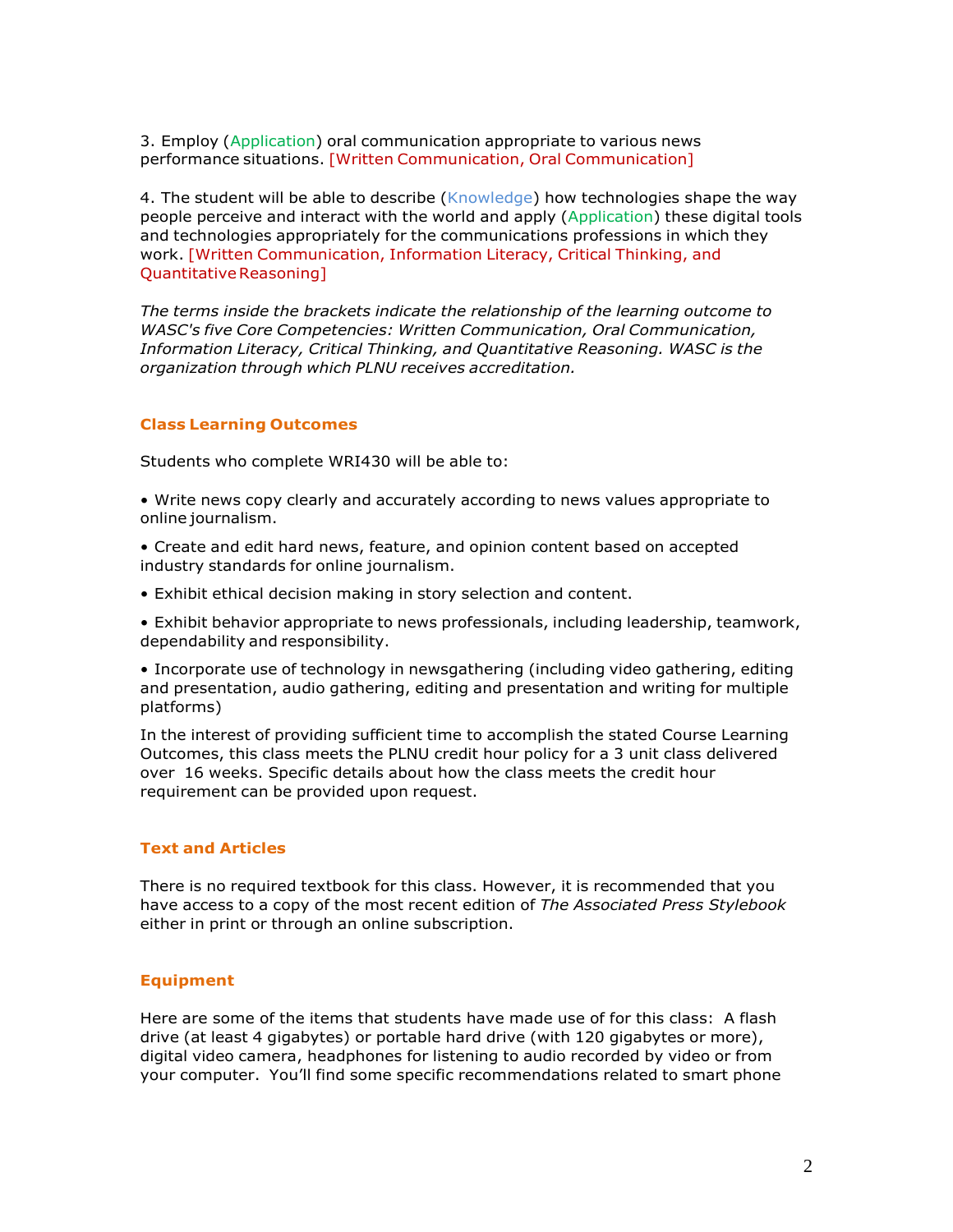3. Employ (Application) oral communication appropriate to various news performance situations. [Written Communication, Oral Communication]

4. The student will be able to describe (Knowledge) how technologies shape the way people perceive and interact with the world and apply (Application) these digital tools and technologies appropriately for the communications professions in which they work. [Written Communication, Information Literacy, Critical Thinking, and Quantitative Reasoning]

*The terms inside the brackets indicate the relationship of the learning outcome to WASC's five Core Competencies: Written Communication, Oral Communication, Information Literacy, Critical Thinking, and Quantitative Reasoning. WASC is the organization through which PLNU receives accreditation.*

### Class Learning Outcomes

Students who complete WRI430 will be able to:

- Write news copy clearly and accurately according to news values appropriate to online journalism.
- Create and edit hard news, feature, and opinion content based on accepted industry standards for online journalism.
- Exhibit ethical decision making in story selection and content.
- Exhibit behavior appropriate to news professionals, including leadership, teamwork, dependability and responsibility.
- Incorporate use of technology in newsgathering (including video gathering, editing and presentation, audio gathering, editing and presentation and writing for multiple platforms)

In the interest of providing sufficient time to accomplish the stated Course Learning Outcomes, this class meets the PLNU credit hour policy for a 3 unit class delivered over 16 weeks. Specific details about how the class meets the credit hour requirement can be provided upon request.

### Text and Articles

There is no required textbook for this class. However, it is recommended that you have access to a copy of the most recent edition of *The Associated Press Stylebook* either in print or through an online subscription.

### Equipment

Here are some of the items that students have made use of for this class: A flash drive (at least 4 gigabytes) or portable hard drive (with 120 gigabytes or more), digital video camera, headphones for listening to audio recorded by video or from your computer. You'll find some specific recommendations related to smart phone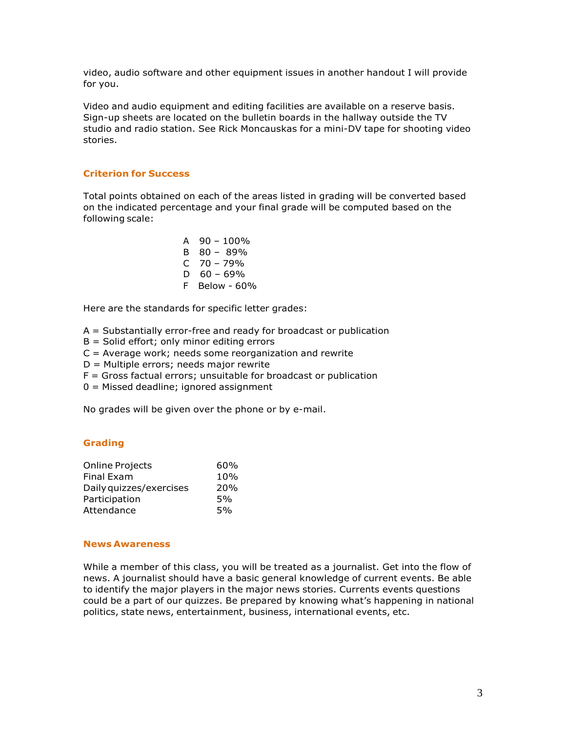video, audio software and other equipment issues in another handout I will provide for you.

Video and audio equipment and editing facilities are available on a reserve basis. Sign-up sheets are located on the bulletin boards in the hallway outside the TV studio and radio station. See Rick Moncauskas for a mini-DV tape for shooting video stories.

## Criterion for Success

Total points obtained on each of the areas listed in grading will be converted based on the indicated percentage and your final grade will be computed based on the following scale:

A 90 – 100%
B 80 – 89%
C 70 – 79%
D 60 – 69%
F Below - 60%

Here are the standards for specific letter grades:

A = Substantially error-free and ready for broadcast or publication
B = Solid effort; only minor editing errors
C = Average work; needs some reorganization and rewrite
D = Multiple errors; needs major rewrite
F = Gross factual errors; unsuitable for broadcast or publication
0 = Missed deadline; ignored assignment

No grades will be given over the phone or by e-mail.

## Grading

| | |
|---|---|
| Online Projects | 60% |
| Final Exam | 10% |
| Daily quizzes/exercises | 20% |
| Participation | 5% |
| Attendance | 5% |

## News Awareness

While a member of this class, you will be treated as a journalist. Get into the flow of news. A journalist should have a basic general knowledge of current events. Be able to identify the major players in the major news stories. Currents events questions could be a part of our quizzes. Be prepared by knowing what's happening in national politics, state news, entertainment, business, international events, etc.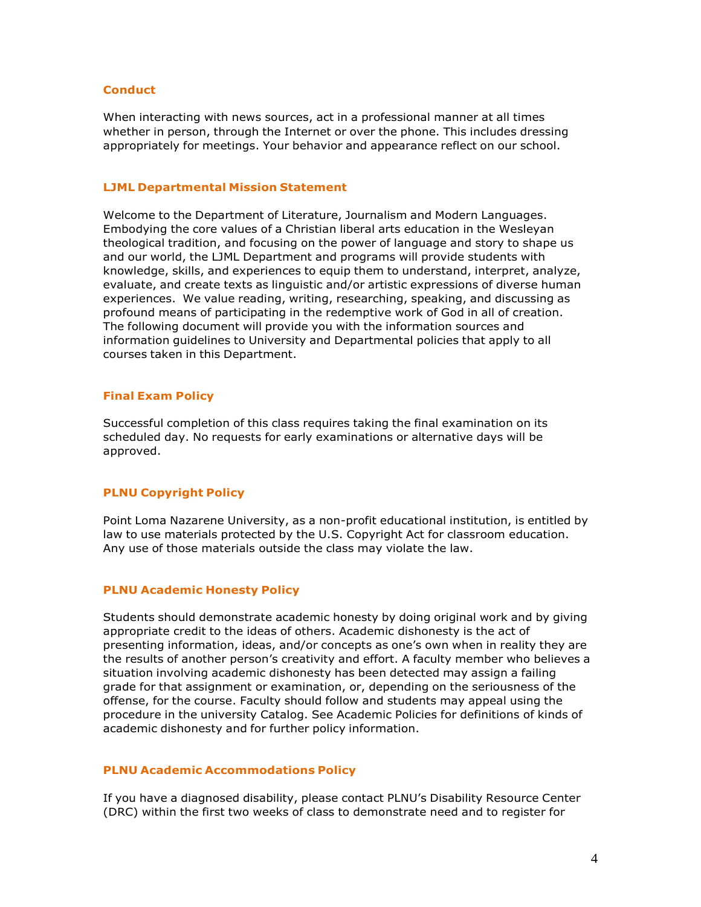### Conduct

When interacting with news sources, act in a professional manner at all times whether in person, through the Internet or over the phone. This includes dressing appropriately for meetings. Your behavior and appearance reflect on our school.

### LJML Departmental Mission Statement

Welcome to the Department of Literature, Journalism and Modern Languages. Embodying the core values of a Christian liberal arts education in the Wesleyan theological tradition, and focusing on the power of language and story to shape us and our world, the LJML Department and programs will provide students with knowledge, skills, and experiences to equip them to understand, interpret, analyze, evaluate, and create texts as linguistic and/or artistic expressions of diverse human experiences. We value reading, writing, researching, speaking, and discussing as profound means of participating in the redemptive work of God in all of creation. The following document will provide you with the information sources and information guidelines to University and Departmental policies that apply to all courses taken in this Department.

### Final Exam Policy

Successful completion of this class requires taking the final examination on its scheduled day. No requests for early examinations or alternative days will be approved.

### PLNU Copyright Policy

Point Loma Nazarene University, as a non-profit educational institution, is entitled by law to use materials protected by the U.S. Copyright Act for classroom education. Any use of those materials outside the class may violate the law.

### PLNU Academic Honesty Policy

Students should demonstrate academic honesty by doing original work and by giving appropriate credit to the ideas of others. Academic dishonesty is the act of presenting information, ideas, and/or concepts as one's own when in reality they are the results of another person's creativity and effort. A faculty member who believes a situation involving academic dishonesty has been detected may assign a failing grade for that assignment or examination, or, depending on the seriousness of the offense, for the course. Faculty should follow and students may appeal using the procedure in the university Catalog. See Academic Policies for definitions of kinds of academic dishonesty and for further policy information.

### PLNU Academic Accommodations Policy

If you have a diagnosed disability, please contact PLNU's Disability Resource Center (DRC) within the first two weeks of class to demonstrate need and to register for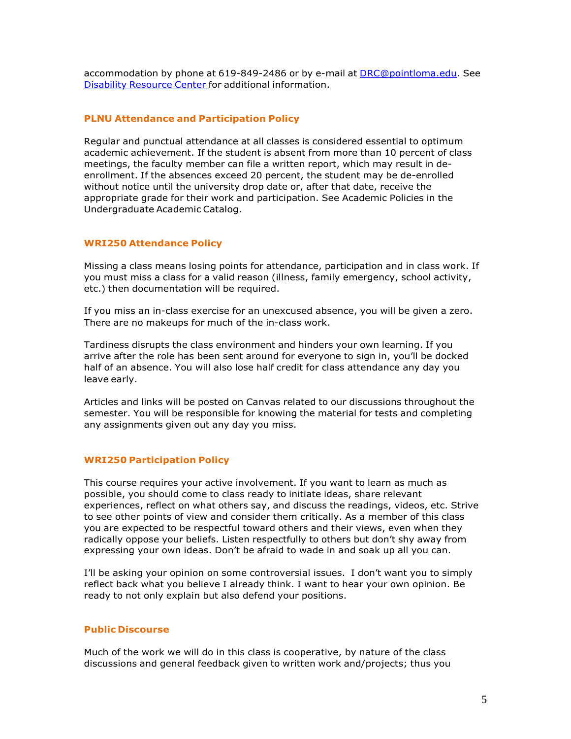accommodation by phone at 619-849-2486 or by e-mail at [DRC@pointloma.edu](mailto:DRC@pointloma.edu). See [Disability Resource Center](#) for additional information.

### PLNU Attendance and Participation Policy

Regular and punctual attendance at all classes is considered essential to optimum academic achievement. If the student is absent from more than 10 percent of class meetings, the faculty member can file a written report, which may result in de-enrollment. If the absences exceed 20 percent, the student may be de-enrolled without notice until the university drop date or, after that date, receive the appropriate grade for their work and participation. See Academic Policies in the Undergraduate Academic Catalog.

### WRI250 Attendance Policy

Missing a class means losing points for attendance, participation and in class work. If you must miss a class for a valid reason (illness, family emergency, school activity, etc.) then documentation will be required.

If you miss an in-class exercise for an unexcused absence, you will be given a zero. There are no makeups for much of the in-class work.

Tardiness disrupts the class environment and hinders your own learning. If you arrive after the role has been sent around for everyone to sign in, you'll be docked half of an absence. You will also lose half credit for class attendance any day you leave early.

Articles and links will be posted on Canvas related to our discussions throughout the semester. You will be responsible for knowing the material for tests and completing any assignments given out any day you miss.

### WRI250 Participation Policy

This course requires your active involvement. If you want to learn as much as possible, you should come to class ready to initiate ideas, share relevant experiences, reflect on what others say, and discuss the readings, videos, etc. Strive to see other points of view and consider them critically. As a member of this class you are expected to be respectful toward others and their views, even when they radically oppose your beliefs. Listen respectfully to others but don't shy away from expressing your own ideas. Don't be afraid to wade in and soak up all you can.

I'll be asking your opinion on some controversial issues. I don't want you to simply reflect back what you believe I already think. I want to hear your own opinion. Be ready to not only explain but also defend your positions.

### Public Discourse

Much of the work we will do in this class is cooperative, by nature of the class discussions and general feedback given to written work and/projects; thus you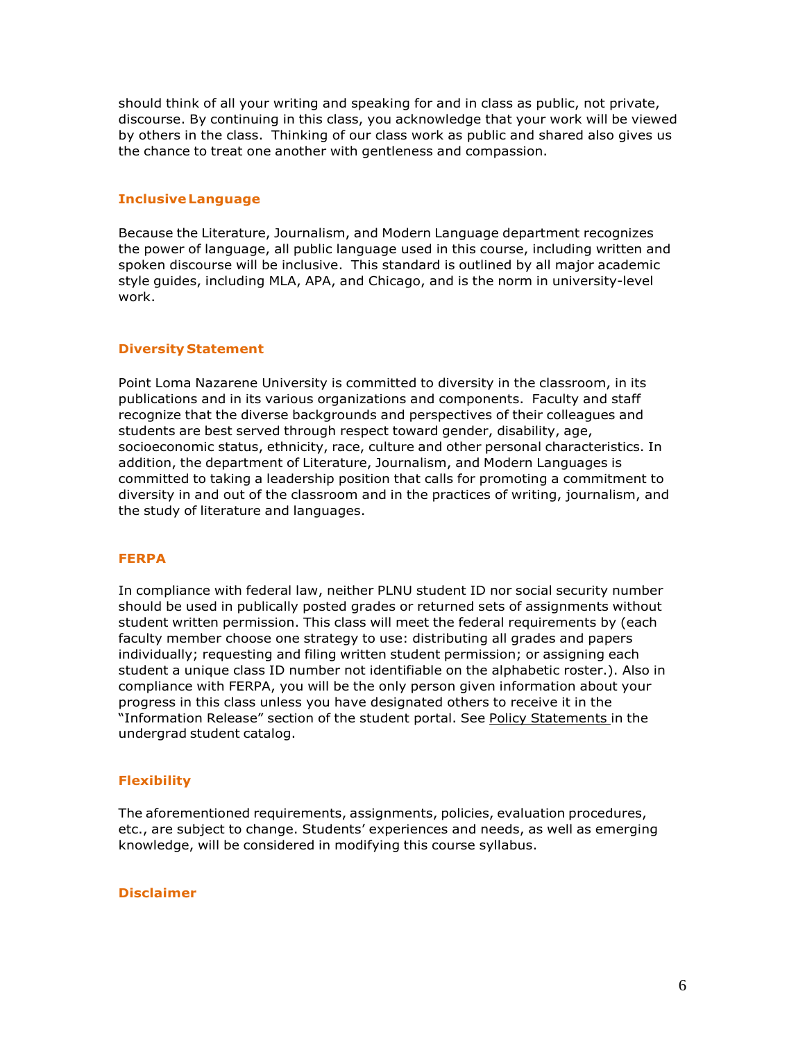should think of all your writing and speaking for and in class as public, not private, discourse. By continuing in this class, you acknowledge that your work will be viewed by others in the class. Thinking of our class work as public and shared also gives us the chance to treat one another with gentleness and compassion.

### Inclusive Language

Because the Literature, Journalism, and Modern Language department recognizes the power of language, all public language used in this course, including written and spoken discourse will be inclusive. This standard is outlined by all major academic style guides, including MLA, APA, and Chicago, and is the norm in university-level work.

### Diversity Statement

Point Loma Nazarene University is committed to diversity in the classroom, in its publications and in its various organizations and components. Faculty and staff recognize that the diverse backgrounds and perspectives of their colleagues and students are best served through respect toward gender, disability, age, socioeconomic status, ethnicity, race, culture and other personal characteristics. In addition, the department of Literature, Journalism, and Modern Languages is committed to taking a leadership position that calls for promoting a commitment to diversity in and out of the classroom and in the practices of writing, journalism, and the study of literature and languages.

### FERPA

In compliance with federal law, neither PLNU student ID nor social security number should be used in publically posted grades or returned sets of assignments without student written permission. This class will meet the federal requirements by (each faculty member choose one strategy to use: distributing all grades and papers individually; requesting and filing written student permission; or assigning each student a unique class ID number not identifiable on the alphabetic roster.). Also in compliance with FERPA, you will be the only person given information about your progress in this class unless you have designated others to receive it in the "Information Release" section of the student portal. See Policy Statements in the undergrad student catalog.

### Flexibility

The aforementioned requirements, assignments, policies, evaluation procedures, etc., are subject to change. Students' experiences and needs, as well as emerging knowledge, will be considered in modifying this course syllabus.

### Disclaimer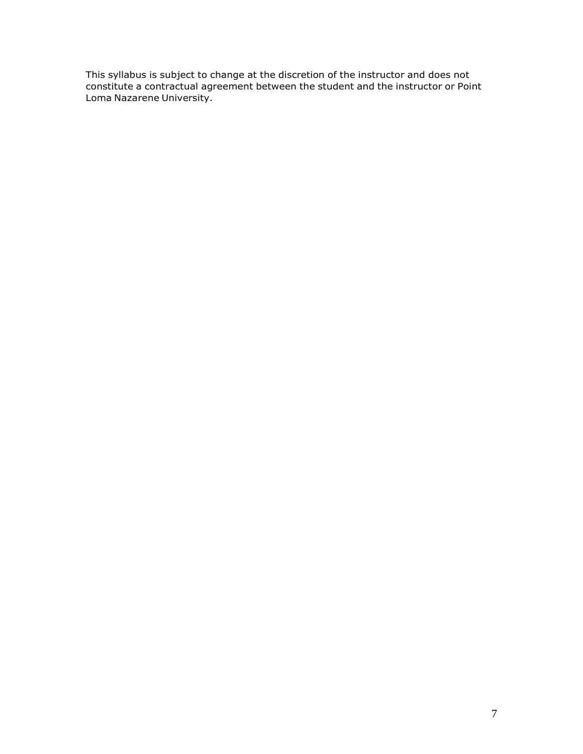This syllabus is subject to change at the discretion of the instructor and does not constitute a contractual agreement between the student and the instructor or Point Loma Nazarene University.